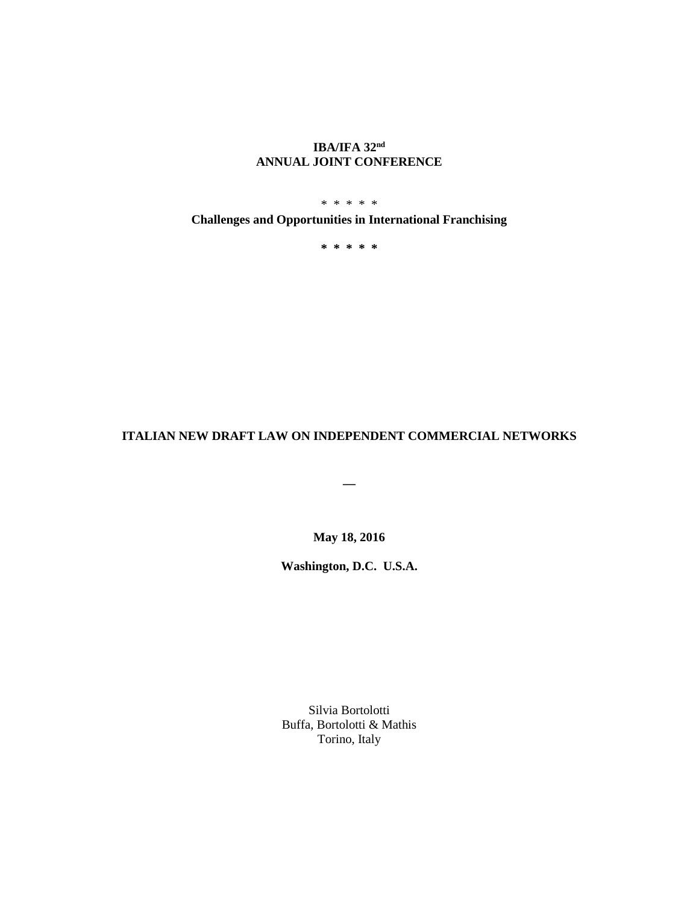**IBA/IFA 32nd**
**ANNUAL JOINT CONFERENCE**

\* \* \* \* \*

**Challenges and Opportunities in International Franchising**

**\* \* \* \* \***

# ITALIAN NEW DRAFT LAW ON INDEPENDENT COMMERCIAL NETWORKS

—

**May 18, 2016**

**Washington, D.C. U.S.A.**

Silvia Bortolotti
Buffa, Bortolotti & Mathis
Torino, Italy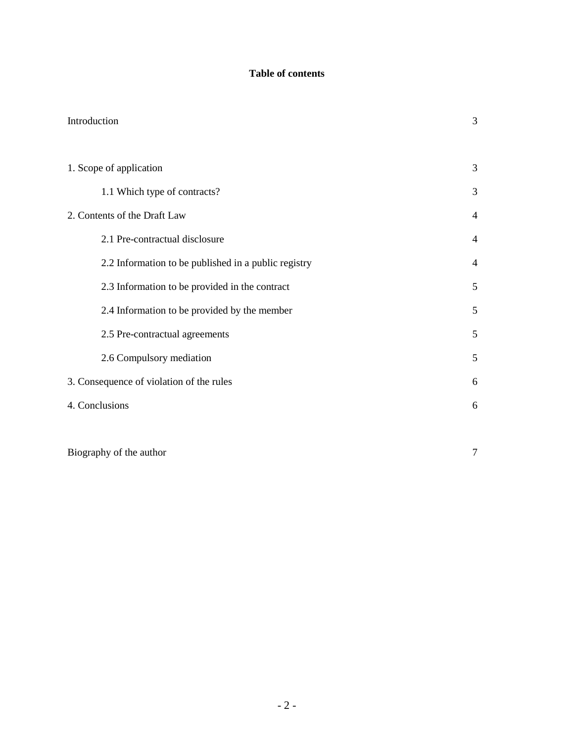**Table of contents**

| | |
|---|---|
| Introduction | 3 |
| 1. Scope of application | 3 |
| 1.1 Which type of contracts? | 3 |
| 2. Contents of the Draft Law | 4 |
| 2.1 Pre-contractual disclosure | 4 |
| 2.2 Information to be published in a public registry | 4 |
| 2.3 Information to be provided in the contract | 5 |
| 2.4 Information to be provided by the member | 5 |
| 2.5 Pre-contractual agreements | 5 |
| 2.6 Compulsory mediation | 5 |
| 3. Consequence of violation of the rules | 6 |
| 4. Conclusions | 6 |
| Biography of the author | 7 |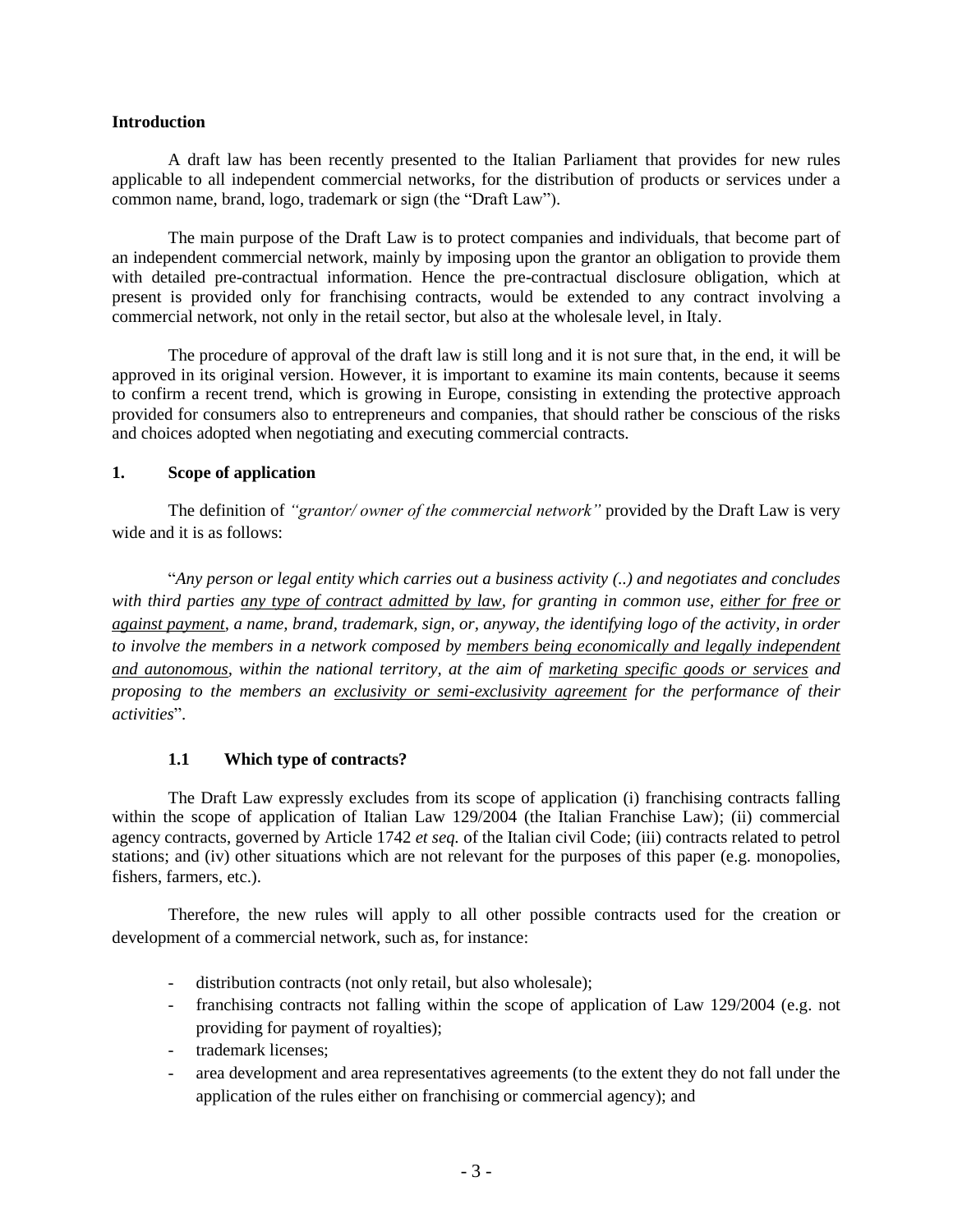**Introduction**

A draft law has been recently presented to the Italian Parliament that provides for new rules applicable to all independent commercial networks, for the distribution of products or services under a common name, brand, logo, trademark or sign (the "Draft Law").

The main purpose of the Draft Law is to protect companies and individuals, that become part of an independent commercial network, mainly by imposing upon the grantor an obligation to provide them with detailed pre-contractual information. Hence the pre-contractual disclosure obligation, which at present is provided only for franchising contracts, would be extended to any contract involving a commercial network, not only in the retail sector, but also at the wholesale level, in Italy.

The procedure of approval of the draft law is still long and it is not sure that, in the end, it will be approved in its original version. However, it is important to examine its main contents, because it seems to confirm a recent trend, which is growing in Europe, consisting in extending the protective approach provided for consumers also to entrepreneurs and companies, that should rather be conscious of the risks and choices adopted when negotiating and executing commercial contracts.

## 1. Scope of application

The definition of *"grantor/ owner of the commercial network"* provided by the Draft Law is very wide and it is as follows:

"*Any person or legal entity which carries out a business activity (..) and negotiates and concludes with third parties <u>any type of contract admitted by law</u>, for granting in common use, <u>either for free or against payment</u>, a name, brand, trademark, sign, or, anyway, the identifying logo of the activity, in order to involve the members in a network composed by <u>members being economically and legally independent and autonomous</u>, within the national territory, at the aim of <u>marketing specific goods or services</u> and proposing to the members an <u>exclusivity or semi-exclusivity agreement</u> for the performance of their activities*".

### 1.1 Which type of contracts?

The Draft Law expressly excludes from its scope of application (i) franchising contracts falling within the scope of application of Italian Law 129/2004 (the Italian Franchise Law); (ii) commercial agency contracts, governed by Article 1742 *et seq.* of the Italian civil Code; (iii) contracts related to petrol stations; and (iv) other situations which are not relevant for the purposes of this paper (e.g. monopolies, fishers, farmers, etc.).

Therefore, the new rules will apply to all other possible contracts used for the creation or development of a commercial network, such as, for instance:

- distribution contracts (not only retail, but also wholesale);
- franchising contracts not falling within the scope of application of Law 129/2004 (e.g. not providing for payment of royalties);
- trademark licenses;
- area development and area representatives agreements (to the extent they do not fall under the application of the rules either on franchising or commercial agency); and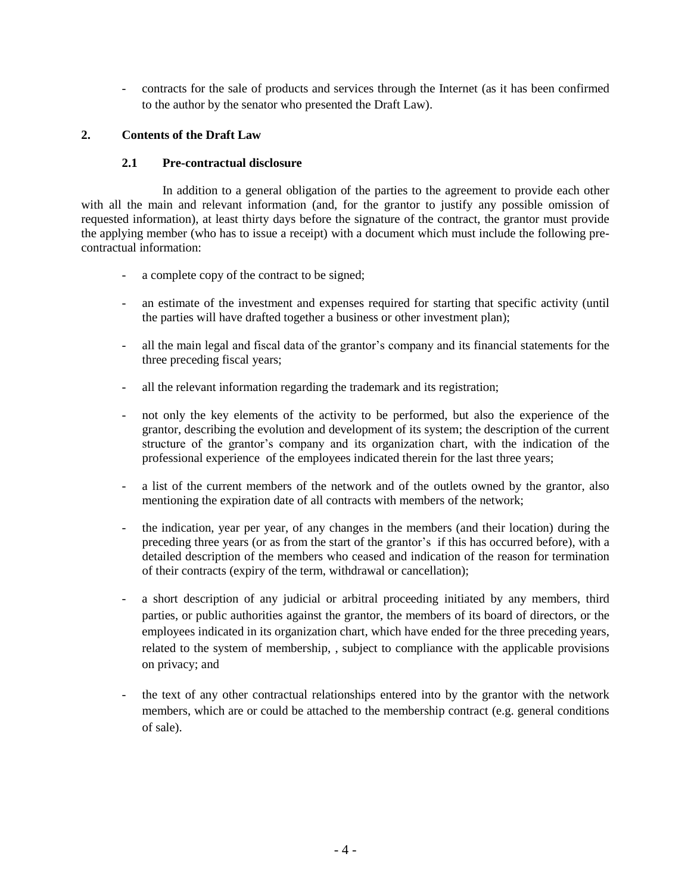- contracts for the sale of products and services through the Internet (as it has been confirmed to the author by the senator who presented the Draft Law).

## 2. Contents of the Draft Law

### 2.1 Pre-contractual disclosure

In addition to a general obligation of the parties to the agreement to provide each other with all the main and relevant information (and, for the grantor to justify any possible omission of requested information), at least thirty days before the signature of the contract, the grantor must provide the applying member (who has to issue a receipt) with a document which must include the following pre-contractual information:

- a complete copy of the contract to be signed;
- an estimate of the investment and expenses required for starting that specific activity (until the parties will have drafted together a business or other investment plan);
- all the main legal and fiscal data of the grantor's company and its financial statements for the three preceding fiscal years;
- all the relevant information regarding the trademark and its registration;
- not only the key elements of the activity to be performed, but also the experience of the grantor, describing the evolution and development of its system; the description of the current structure of the grantor's company and its organization chart, with the indication of the professional experience of the employees indicated therein for the last three years;
- a list of the current members of the network and of the outlets owned by the grantor, also mentioning the expiration date of all contracts with members of the network;
- the indication, year per year, of any changes in the members (and their location) during the preceding three years (or as from the start of the grantor's if this has occurred before), with a detailed description of the members who ceased and indication of the reason for termination of their contracts (expiry of the term, withdrawal or cancellation);
- a short description of any judicial or arbitral proceeding initiated by any members, third parties, or public authorities against the grantor, the members of its board of directors, or the employees indicated in its organization chart, which have ended for the three preceding years, related to the system of membership, , subject to compliance with the applicable provisions on privacy; and
- the text of any other contractual relationships entered into by the grantor with the network members, which are or could be attached to the membership contract (e.g. general conditions of sale).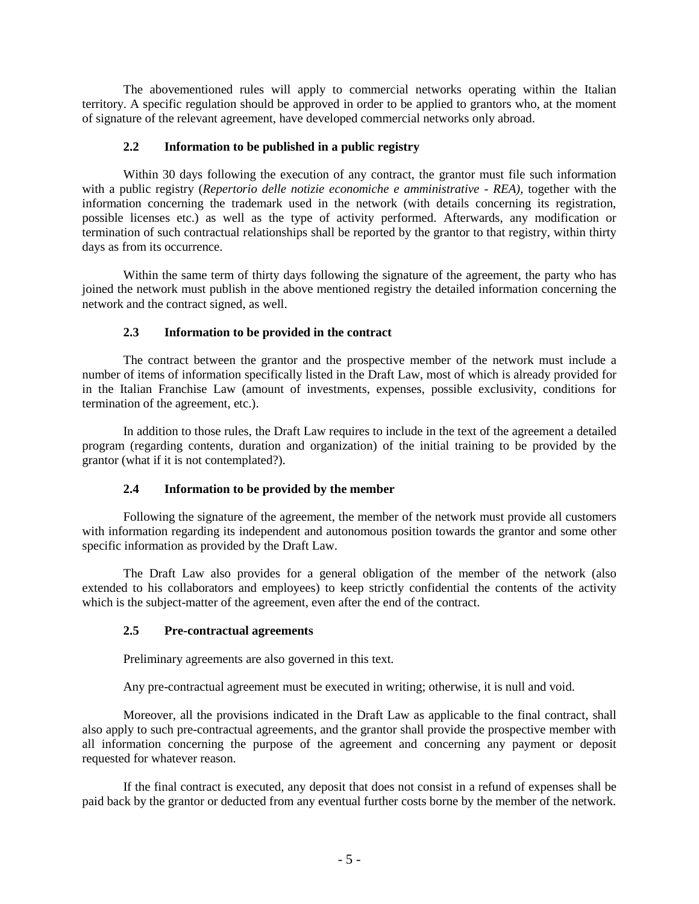The abovementioned rules will apply to commercial networks operating within the Italian territory. A specific regulation should be approved in order to be applied to grantors who, at the moment of signature of the relevant agreement, have developed commercial networks only abroad.

### 2.2 Information to be published in a public registry

Within 30 days following the execution of any contract, the grantor must file such information with a public registry (*Repertorio delle notizie economiche e amministrative - REA)*, together with the information concerning the trademark used in the network (with details concerning its registration, possible licenses etc.) as well as the type of activity performed. Afterwards, any modification or termination of such contractual relationships shall be reported by the grantor to that registry, within thirty days as from its occurrence.

Within the same term of thirty days following the signature of the agreement, the party who has joined the network must publish in the above mentioned registry the detailed information concerning the network and the contract signed, as well.

### 2.3 Information to be provided in the contract

The contract between the grantor and the prospective member of the network must include a number of items of information specifically listed in the Draft Law, most of which is already provided for in the Italian Franchise Law (amount of investments, expenses, possible exclusivity, conditions for termination of the agreement, etc.).

In addition to those rules, the Draft Law requires to include in the text of the agreement a detailed program (regarding contents, duration and organization) of the initial training to be provided by the grantor (what if it is not contemplated?).

### 2.4 Information to be provided by the member

Following the signature of the agreement, the member of the network must provide all customers with information regarding its independent and autonomous position towards the grantor and some other specific information as provided by the Draft Law.

The Draft Law also provides for a general obligation of the member of the network (also extended to his collaborators and employees) to keep strictly confidential the contents of the activity which is the subject-matter of the agreement, even after the end of the contract.

### 2.5 Pre-contractual agreements

Preliminary agreements are also governed in this text.

Any pre-contractual agreement must be executed in writing; otherwise, it is null and void.

Moreover, all the provisions indicated in the Draft Law as applicable to the final contract, shall also apply to such pre-contractual agreements, and the grantor shall provide the prospective member with all information concerning the purpose of the agreement and concerning any payment or deposit requested for whatever reason.

If the final contract is executed, any deposit that does not consist in a refund of expenses shall be paid back by the grantor or deducted from any eventual further costs borne by the member of the network.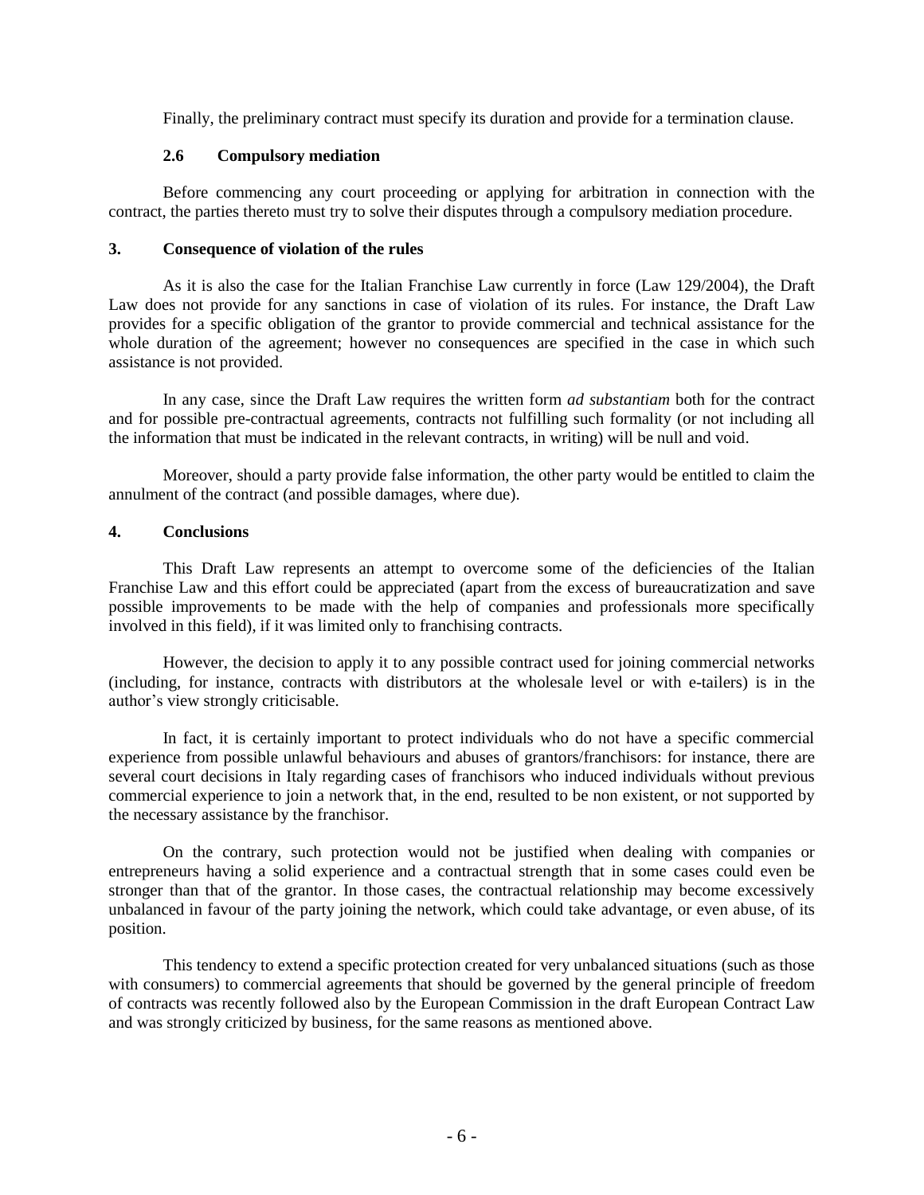Finally, the preliminary contract must specify its duration and provide for a termination clause.

### 2.6 Compulsory mediation

Before commencing any court proceeding or applying for arbitration in connection with the contract, the parties thereto must try to solve their disputes through a compulsory mediation procedure.

## 3. Consequence of violation of the rules

As it is also the case for the Italian Franchise Law currently in force (Law 129/2004), the Draft Law does not provide for any sanctions in case of violation of its rules. For instance, the Draft Law provides for a specific obligation of the grantor to provide commercial and technical assistance for the whole duration of the agreement; however no consequences are specified in the case in which such assistance is not provided.

In any case, since the Draft Law requires the written form *ad substantiam* both for the contract and for possible pre-contractual agreements, contracts not fulfilling such formality (or not including all the information that must be indicated in the relevant contracts, in writing) will be null and void.

Moreover, should a party provide false information, the other party would be entitled to claim the annulment of the contract (and possible damages, where due).

## 4. Conclusions

This Draft Law represents an attempt to overcome some of the deficiencies of the Italian Franchise Law and this effort could be appreciated (apart from the excess of bureaucratization and save possible improvements to be made with the help of companies and professionals more specifically involved in this field), if it was limited only to franchising contracts.

However, the decision to apply it to any possible contract used for joining commercial networks (including, for instance, contracts with distributors at the wholesale level or with e-tailers) is in the author's view strongly criticisable.

In fact, it is certainly important to protect individuals who do not have a specific commercial experience from possible unlawful behaviours and abuses of grantors/franchisors: for instance, there are several court decisions in Italy regarding cases of franchisors who induced individuals without previous commercial experience to join a network that, in the end, resulted to be non existent, or not supported by the necessary assistance by the franchisor.

On the contrary, such protection would not be justified when dealing with companies or entrepreneurs having a solid experience and a contractual strength that in some cases could even be stronger than that of the grantor. In those cases, the contractual relationship may become excessively unbalanced in favour of the party joining the network, which could take advantage, or even abuse, of its position.

This tendency to extend a specific protection created for very unbalanced situations (such as those with consumers) to commercial agreements that should be governed by the general principle of freedom of contracts was recently followed also by the European Commission in the draft European Contract Law and was strongly criticized by business, for the same reasons as mentioned above.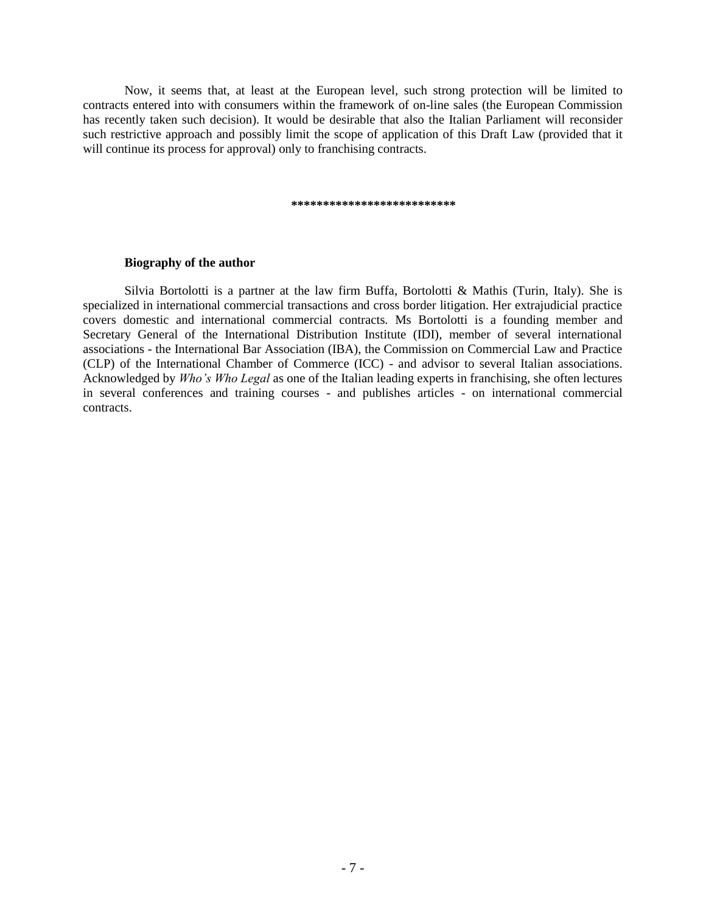Now, it seems that, at least at the European level, such strong protection will be limited to contracts entered into with consumers within the framework of on-line sales (the European Commission has recently taken such decision). It would be desirable that also the Italian Parliament will reconsider such restrictive approach and possibly limit the scope of application of this Draft Law (provided that it will continue its process for approval) only to franchising contracts.

*************************

**Biography of the author**

Silvia Bortolotti is a partner at the law firm Buffa, Bortolotti & Mathis (Turin, Italy). She is specialized in international commercial transactions and cross border litigation. Her extrajudicial practice covers domestic and international commercial contracts. Ms Bortolotti is a founding member and Secretary General of the International Distribution Institute (IDI), member of several international associations - the International Bar Association (IBA), the Commission on Commercial Law and Practice (CLP) of the International Chamber of Commerce (ICC) - and advisor to several Italian associations. Acknowledged by *Who's Who Legal* as one of the Italian leading experts in franchising, she often lectures in several conferences and training courses - and publishes articles - on international commercial contracts.